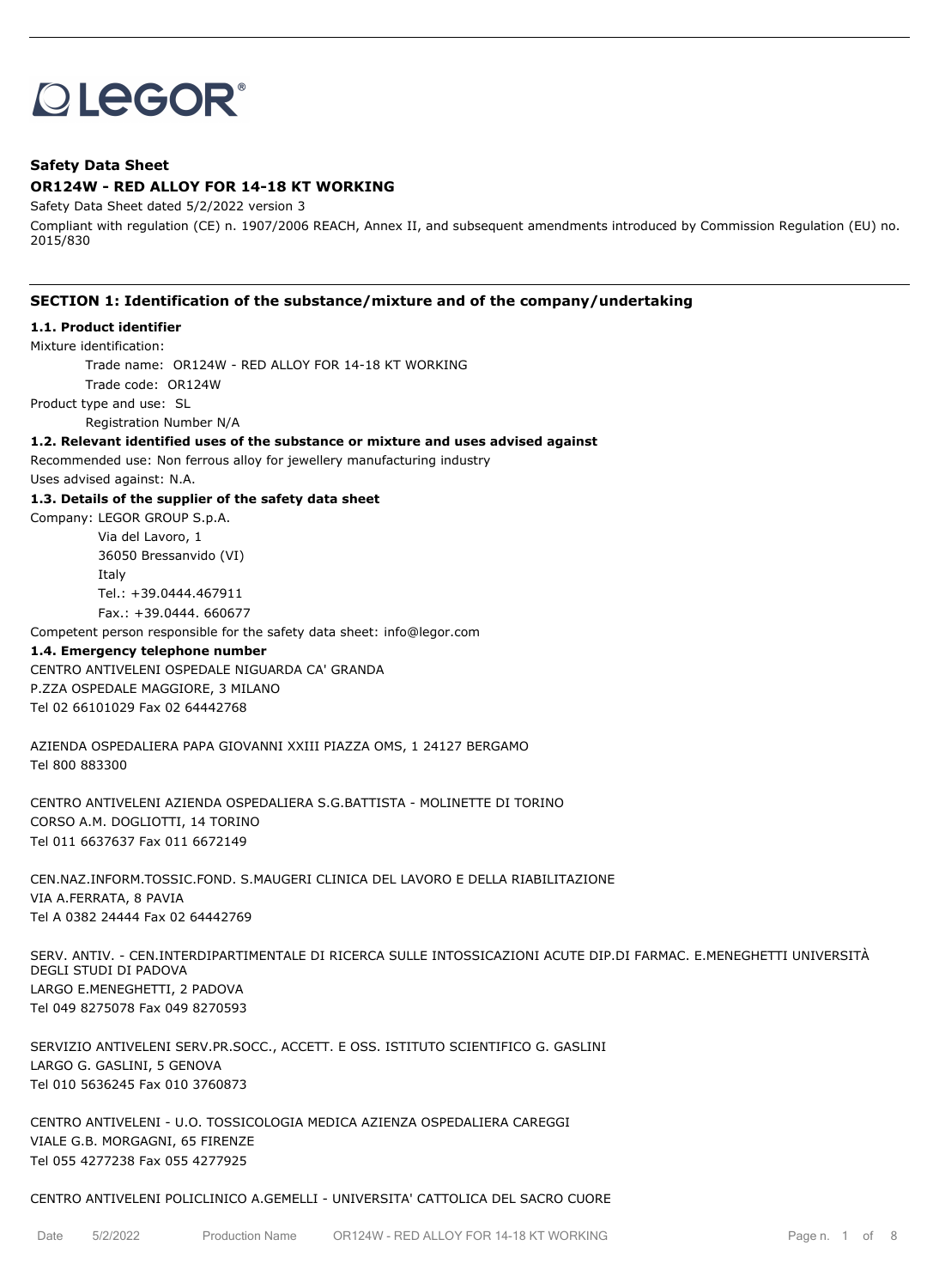LEGOR®

**Safety Data Sheet**

**OR124W - RED ALLOY FOR 14-18 KT WORKING**

Safety Data Sheet dated 5/2/2022 version 3

Compliant with regulation (CE) n. 1907/2006 REACH, Annex II, and subsequent amendments introduced by Commission Regulation (EU) no. 2015/830

## SECTION 1: Identification of the substance/mixture and of the company/undertaking

### 1.1. Product identifier

Mixture identification:

Trade name: OR124W - RED ALLOY FOR 14-18 KT WORKING

Trade code: OR124W

Product type and use: SL

Registration Number N/A

### 1.2. Relevant identified uses of the substance or mixture and uses advised against

Recommended use: Non ferrous alloy for jewellery manufacturing industry

Uses advised against: N.A.

### 1.3. Details of the supplier of the safety data sheet

Company: LEGOR GROUP S.p.A.

Via del Lavoro, 1

36050 Bressanvido (VI)

Italy

Tel.: +39.0444.467911

Fax.: +39.0444. 660677

Competent person responsible for the safety data sheet: info@legor.com

### 1.4. Emergency telephone number

CENTRO ANTIVELENI OSPEDALE NIGUARDA CA' GRANDA
P.ZZA OSPEDALE MAGGIORE, 3 MILANO
Tel 02 66101029 Fax 02 64442768

AZIENDA OSPEDALIERA PAPA GIOVANNI XXIII PIAZZA OMS, 1 24127 BERGAMO
Tel 800 883300

CENTRO ANTIVELENI AZIENDA OSPEDALIERA S.G.BATTISTA - MOLINETTE DI TORINO
CORSO A.M. DOGLIOTTI, 14 TORINO
Tel 011 6637637 Fax 011 6672149

CEN.NAZ.INFORM.TOSSIC.FOND. S.MAUGERI CLINICA DEL LAVORO E DELLA RIABILITAZIONE
VIA A.FERRATA, 8 PAVIA
Tel A 0382 24444 Fax 02 64442769

SERV. ANTIV. - CEN.INTERDIPARTIMENTALE DI RICERCA SULLE INTOSSICAZIONI ACUTE DIP.DI FARMAC. E.MENEGHETTI UNIVERSITÀ DEGLI STUDI DI PADOVA
LARGO E.MENEGHETTI, 2 PADOVA
Tel 049 8275078 Fax 049 8270593

SERVIZIO ANTIVELENI SERV.PR.SOCC., ACCETT. E OSS. ISTITUTO SCIENTIFICO G. GASLINI
LARGO G. GASLINI, 5 GENOVA
Tel 010 5636245 Fax 010 3760873

CENTRO ANTIVELENI - U.O. TOSSICOLOGIA MEDICA AZIENZA OSPEDALIERA CAREGGI
VIALE G.B. MORGAGNI, 65 FIRENZE
Tel 055 4277238 Fax 055 4277925

CENTRO ANTIVELENI POLICLINICO A.GEMELLI - UNIVERSITA' CATTOLICA DEL SACRO CUORE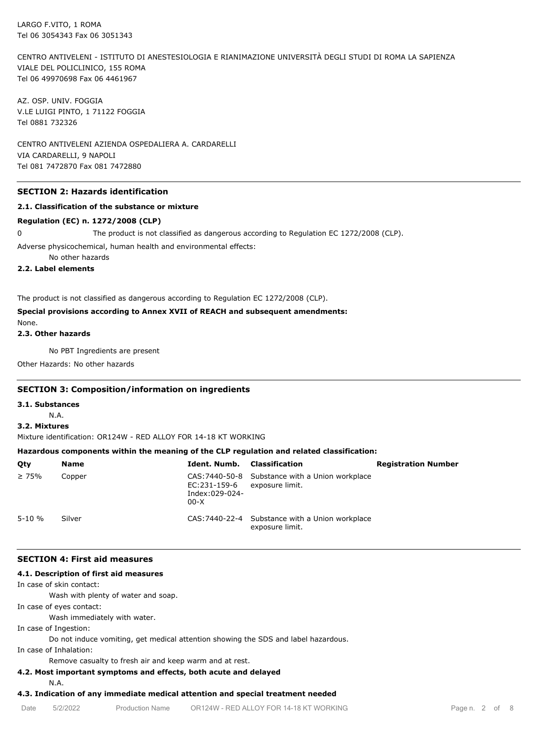LARGO F.VITO, 1 ROMA
Tel 06 3054343 Fax 06 3051343

CENTRO ANTIVELENI - ISTITUTO DI ANESTESIOLOGIA E RIANIMAZIONE UNIVERSITÀ DEGLI STUDI DI ROMA LA SAPIENZA
VIALE DEL POLICLINICO, 155 ROMA
Tel 06 49970698 Fax 06 4461967

AZ. OSP. UNIV. FOGGIA
V.LE LUIGI PINTO, 1 71122 FOGGIA
Tel 0881 732326

CENTRO ANTIVELENI AZIENDA OSPEDALIERA A. CARDARELLI
VIA CARDARELLI, 9 NAPOLI
Tel 081 7472870 Fax 081 7472880

## SECTION 2: Hazards identification

### 2.1. Classification of the substance or mixture

**Regulation (EC) n. 1272/2008 (CLP)**

0 The product is not classified as dangerous according to Regulation EC 1272/2008 (CLP).

Adverse physicochemical, human health and environmental effects:

No other hazards

### 2.2. Label elements

The product is not classified as dangerous according to Regulation EC 1272/2008 (CLP).

**Special provisions according to Annex XVII of REACH and subsequent amendments:**

None.

### 2.3. Other hazards

No PBT Ingredients are present

Other Hazards: No other hazards

## SECTION 3: Composition/information on ingredients

### 3.1. Substances

N.A.

### 3.2. Mixtures

Mixture identification: OR124W - RED ALLOY FOR 14-18 KT WORKING

**Hazardous components within the meaning of the CLP regulation and related classification:**

| Qty | Name | Ident. Numb. | Classification | Registration Number |
|---|---|---|---|---|
| ≥ 75% | Copper | CAS:7440-50-8 EC:231-159-6 Index:029-024-00-X | Substance with a Union workplace exposure limit. | |
| 5-10 % | Silver | CAS:7440-22-4 | Substance with a Union workplace exposure limit. | |

## SECTION 4: First aid measures

### 4.1. Description of first aid measures

In case of skin contact:

Wash with plenty of water and soap.

In case of eyes contact:

Wash immediately with water.

In case of Ingestion:

Do not induce vomiting, get medical attention showing the SDS and label hazardous.

In case of Inhalation:

Remove casualty to fresh air and keep warm and at rest.

### 4.2. Most important symptoms and effects, both acute and delayed

N.A.

### 4.3. Indication of any immediate medical attention and special treatment needed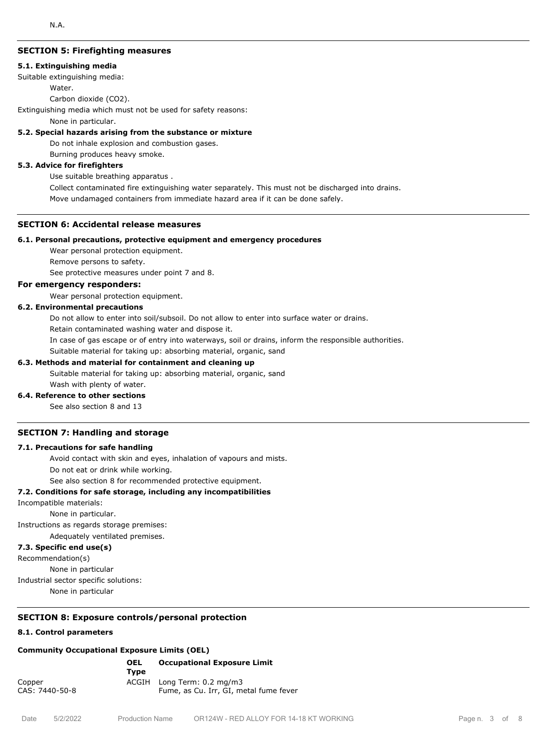N.A.

## SECTION 5: Firefighting measures

### 5.1. Extinguishing media

Suitable extinguishing media:

Water.

Carbon dioxide ($CO_2$).

Extinguishing media which must not be used for safety reasons:

None in particular.

### 5.2. Special hazards arising from the substance or mixture

Do not inhale explosion and combustion gases.

Burning produces heavy smoke.

### 5.3. Advice for firefighters

Use suitable breathing apparatus .

Collect contaminated fire extinguishing water separately. This must not be discharged into drains.

Move undamaged containers from immediate hazard area if it can be done safely.

## SECTION 6: Accidental release measures

### 6.1. Personal precautions, protective equipment and emergency procedures

Wear personal protection equipment.

Remove persons to safety.

See protective measures under point 7 and 8.

### For emergency responders:

Wear personal protection equipment.

### 6.2. Environmental precautions

Do not allow to enter into soil/subsoil. Do not allow to enter into surface water or drains.

Retain contaminated washing water and dispose it.

In case of gas escape or of entry into waterways, soil or drains, inform the responsible authorities.

Suitable material for taking up: absorbing material, organic, sand

### 6.3. Methods and material for containment and cleaning up

Suitable material for taking up: absorbing material, organic, sand

Wash with plenty of water.

### 6.4. Reference to other sections

See also section 8 and 13

## SECTION 7: Handling and storage

### 7.1. Precautions for safe handling

Avoid contact with skin and eyes, inhalation of vapours and mists.

Do not eat or drink while working.

See also section 8 for recommended protective equipment.

### 7.2. Conditions for safe storage, including any incompatibilities

Incompatible materials:

None in particular.

Instructions as regards storage premises:

Adequately ventilated premises.

### 7.3. Specific end use(s)

Recommendation(s)

None in particular

Industrial sector specific solutions:

None in particular

## SECTION 8: Exposure controls/personal protection

### 8.1. Control parameters

**Community Occupational Exposure Limits (OEL)**

| | OEL Type | Occupational Exposure Limit |
|---|---|---|
| Copper<br>CAS: 7440-50-8 | ACGIH | Long Term: 0.2 mg/m3<br>Fume, as Cu. Irr, GI, metal fume fever |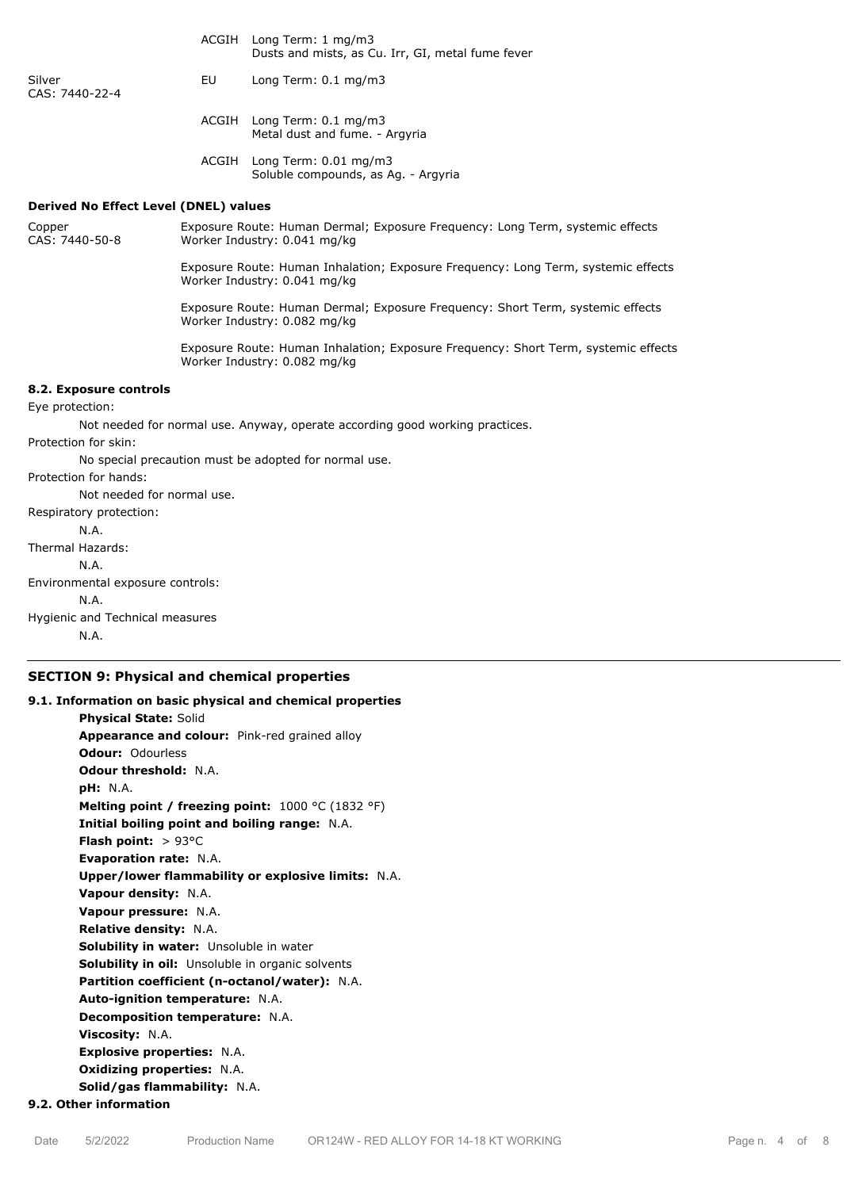| | | |
|---|---|---|
| | ACGIH | Long Term: 1 mg/m3<br>Dusts and mists, as Cu. Irr, GI, metal fume fever |
| Silver<br>CAS: 7440-22-4 | EU | Long Term: 0.1 mg/m3 |
| | ACGIH | Long Term: 0.1 mg/m3<br>Metal dust and fume. - Argyria |
| | ACGIH | Long Term: 0.01 mg/m3<br>Soluble compounds, as Ag. - Argyria |

**Derived No Effect Level (DNEL) values**

| | |
|---|---|
| Copper<br>CAS: 7440-50-8 | Exposure Route: Human Dermal; Exposure Frequency: Long Term, systemic effects<br>Worker Industry: 0.041 mg/kg |
| | Exposure Route: Human Inhalation; Exposure Frequency: Long Term, systemic effects<br>Worker Industry: 0.041 mg/kg |
| | Exposure Route: Human Dermal; Exposure Frequency: Short Term, systemic effects<br>Worker Industry: 0.082 mg/kg |
| | Exposure Route: Human Inhalation; Exposure Frequency: Short Term, systemic effects<br>Worker Industry: 0.082 mg/kg |

**8.2. Exposure controls**

Eye protection:

Not needed for normal use. Anyway, operate according good working practices.

Protection for skin:

No special precaution must be adopted for normal use.

Protection for hands:

Not needed for normal use.

Respiratory protection:

N.A.

Thermal Hazards:

N.A.

Environmental exposure controls:

N.A.

Hygienic and Technical measures

N.A.

## SECTION 9: Physical and chemical properties

**9.1. Information on basic physical and chemical properties**

**Physical State:** Solid
**Appearance and colour:** Pink-red grained alloy
**Odour:** Odourless
**Odour threshold:** N.A.
**pH:** N.A.
**Melting point / freezing point:** 1000 °C (1832 °F)
**Initial boiling point and boiling range:** N.A.
**Flash point:** > 93°C
**Evaporation rate:** N.A.
**Upper/lower flammability or explosive limits:** N.A.
**Vapour density:** N.A.
**Vapour pressure:** N.A.
**Relative density:** N.A.
**Solubility in water:** Unsoluble in water
**Solubility in oil:** Unsoluble in organic solvents
**Partition coefficient (n-octanol/water):** N.A.
**Auto-ignition temperature:** N.A.
**Decomposition temperature:** N.A.
**Viscosity:** N.A.
**Explosive properties:** N.A.
**Oxidizing properties:** N.A.
**Solid/gas flammability:** N.A.

**9.2. Other information**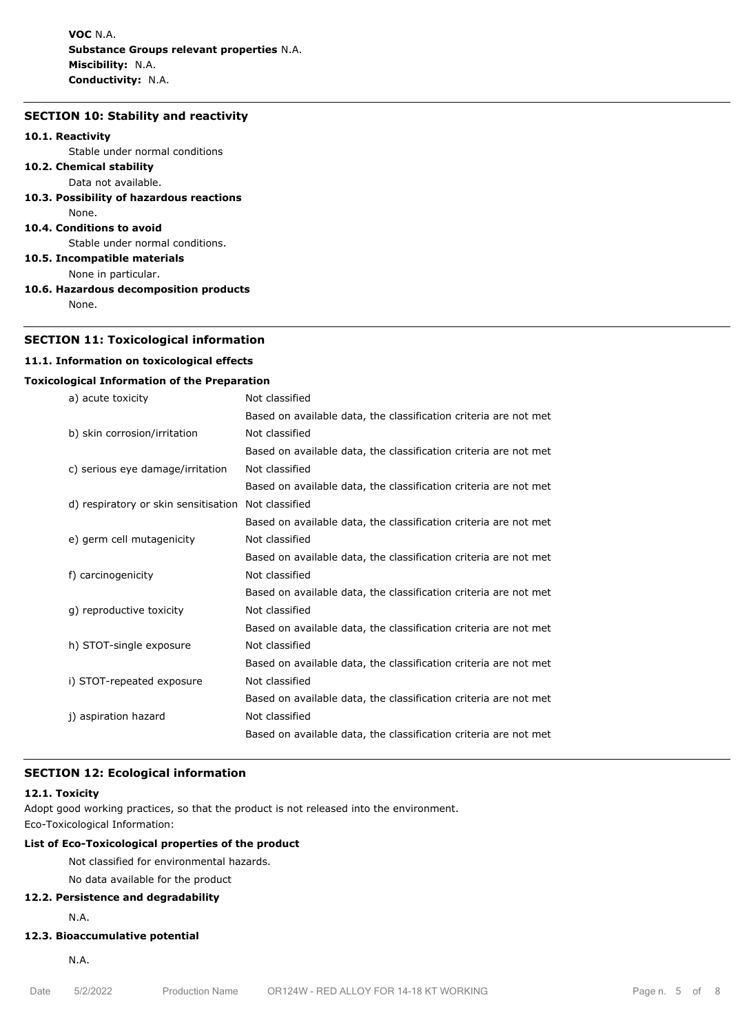**VOC** N.A.
**Substance Groups relevant properties** N.A.
**Miscibility:** N.A.
**Conductivity:** N.A.

## SECTION 10: Stability and reactivity

**10.1. Reactivity**

Stable under normal conditions

**10.2. Chemical stability**

Data not available.

**10.3. Possibility of hazardous reactions**

None.

**10.4. Conditions to avoid**

Stable under normal conditions.

**10.5. Incompatible materials**

None in particular.

**10.6. Hazardous decomposition products**

None.

## SECTION 11: Toxicological information

**11.1. Information on toxicological effects**

**Toxicological Information of the Preparation**

| | |
|---|---|
| a) acute toxicity | Not classified |
| | Based on available data, the classification criteria are not met |
| b) skin corrosion/irritation | Not classified |
| | Based on available data, the classification criteria are not met |
| c) serious eye damage/irritation | Not classified |
| | Based on available data, the classification criteria are not met |
| d) respiratory or skin sensitisation | Not classified |
| | Based on available data, the classification criteria are not met |
| e) germ cell mutagenicity | Not classified |
| | Based on available data, the classification criteria are not met |
| f) carcinogenicity | Not classified |
| | Based on available data, the classification criteria are not met |
| g) reproductive toxicity | Not classified |
| | Based on available data, the classification criteria are not met |
| h) STOT-single exposure | Not classified |
| | Based on available data, the classification criteria are not met |
| i) STOT-repeated exposure | Not classified |
| | Based on available data, the classification criteria are not met |
| j) aspiration hazard | Not classified |
| | Based on available data, the classification criteria are not met |

## SECTION 12: Ecological information

**12.1. Toxicity**

Adopt good working practices, so that the product is not released into the environment.
Eco-Toxicological Information:

**List of Eco-Toxicological properties of the product**

Not classified for environmental hazards.

No data available for the product

**12.2. Persistence and degradability**

N.A.

**12.3. Bioaccumulative potential**

N.A.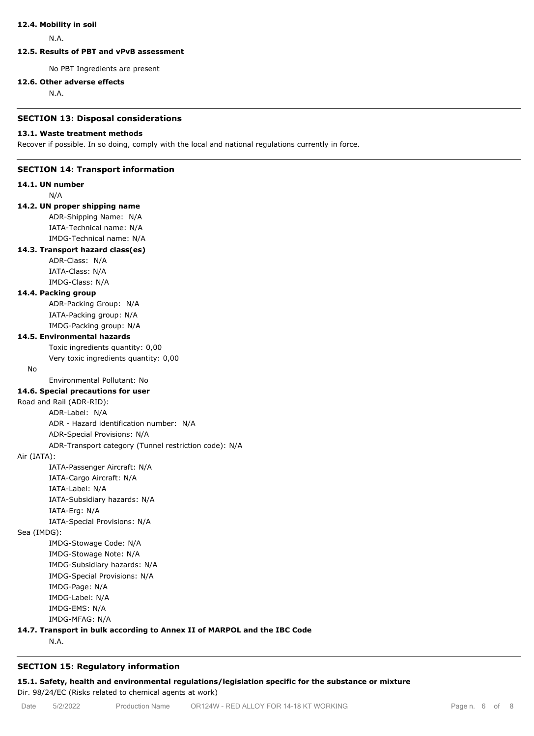#### 12.4. Mobility in soil

N.A.

#### 12.5. Results of PBT and vPvB assessment

No PBT Ingredients are present

#### 12.6. Other adverse effects

N.A.

## SECTION 13: Disposal considerations

#### 13.1. Waste treatment methods

Recover if possible. In so doing, comply with the local and national regulations currently in force.

## SECTION 14: Transport information

#### 14.1. UN number

N/A

#### 14.2. UN proper shipping name

ADR-Shipping Name: N/A
IATA-Technical name: N/A
IMDG-Technical name: N/A

#### 14.3. Transport hazard class(es)

ADR-Class: N/A
IATA-Class: N/A
IMDG-Class: N/A

#### 14.4. Packing group

ADR-Packing Group: N/A
IATA-Packing group: N/A
IMDG-Packing group: N/A

#### 14.5. Environmental hazards

Toxic ingredients quantity: 0,00
Very toxic ingredients quantity: 0,00

No

Environmental Pollutant: No

#### 14.6. Special precautions for user

Road and Rail (ADR-RID):

ADR-Label: N/A
ADR - Hazard identification number: N/A
ADR-Special Provisions: N/A
ADR-Transport category (Tunnel restriction code): N/A

Air (IATA):

IATA-Passenger Aircraft: N/A
IATA-Cargo Aircraft: N/A
IATA-Label: N/A
IATA-Subsidiary hazards: N/A
IATA-Erg: N/A
IATA-Special Provisions: N/A

Sea (IMDG):

IMDG-Stowage Code: N/A
IMDG-Stowage Note: N/A
IMDG-Subsidiary hazards: N/A
IMDG-Special Provisions: N/A
IMDG-Page: N/A
IMDG-Label: N/A
IMDG-EMS: N/A
IMDG-MFAG: N/A

#### 14.7. Transport in bulk according to Annex II of MARPOL and the IBC Code

N.A.

## SECTION 15: Regulatory information

#### 15.1. Safety, health and environmental regulations/legislation specific for the substance or mixture

Dir. 98/24/EC (Risks related to chemical agents at work)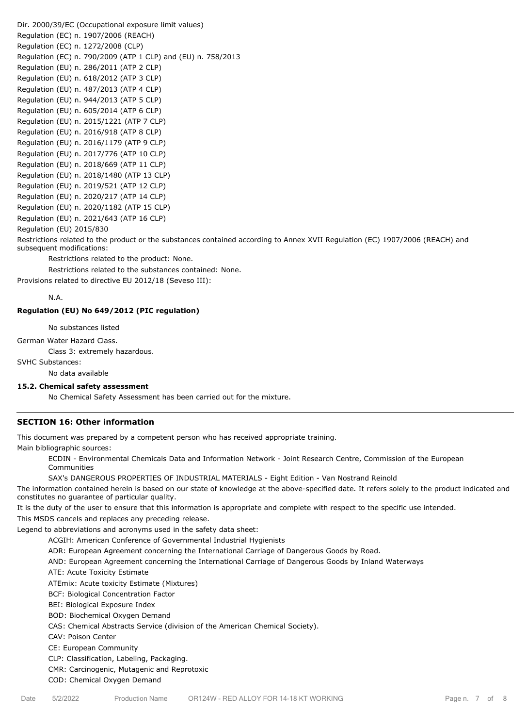Dir. 2000/39/EC (Occupational exposure limit values)
Regulation (EC) n. 1907/2006 (REACH)
Regulation (EC) n. 1272/2008 (CLP)
Regulation (EC) n. 790/2009 (ATP 1 CLP) and (EU) n. 758/2013
Regulation (EU) n. 286/2011 (ATP 2 CLP)
Regulation (EU) n. 618/2012 (ATP 3 CLP)
Regulation (EU) n. 487/2013 (ATP 4 CLP)
Regulation (EU) n. 944/2013 (ATP 5 CLP)
Regulation (EU) n. 605/2014 (ATP 6 CLP)
Regulation (EU) n. 2015/1221 (ATP 7 CLP)
Regulation (EU) n. 2016/918 (ATP 8 CLP)
Regulation (EU) n. 2016/1179 (ATP 9 CLP)
Regulation (EU) n. 2017/776 (ATP 10 CLP)
Regulation (EU) n. 2018/669 (ATP 11 CLP)
Regulation (EU) n. 2018/1480 (ATP 13 CLP)
Regulation (EU) n. 2019/521 (ATP 12 CLP)
Regulation (EU) n. 2020/217 (ATP 14 CLP)
Regulation (EU) n. 2020/1182 (ATP 15 CLP)
Regulation (EU) n. 2021/643 (ATP 16 CLP)
Regulation (EU) 2015/830

Restrictions related to the product or the substances contained according to Annex XVII Regulation (EC) 1907/2006 (REACH) and subsequent modifications:

Restrictions related to the product: None.

Restrictions related to the substances contained: None.

Provisions related to directive EU 2012/18 (Seveso III):

N.A.

**Regulation (EU) No 649/2012 (PIC regulation)**

No substances listed

German Water Hazard Class.

Class 3: extremely hazardous.

SVHC Substances:

No data available

**15.2. Chemical safety assessment**

No Chemical Safety Assessment has been carried out for the mixture.

## SECTION 16: Other information

This document was prepared by a competent person who has received appropriate training.

Main bibliographic sources:

ECDIN - Environmental Chemicals Data and Information Network - Joint Research Centre, Commission of the European Communities

SAX's DANGEROUS PROPERTIES OF INDUSTRIAL MATERIALS - Eight Edition - Van Nostrand Reinold

The information contained herein is based on our state of knowledge at the above-specified date. It refers solely to the product indicated and constitutes no guarantee of particular quality.

It is the duty of the user to ensure that this information is appropriate and complete with respect to the specific use intended.

This MSDS cancels and replaces any preceding release.

Legend to abbreviations and acronyms used in the safety data sheet:

ACGIH: American Conference of Governmental Industrial Hygienists

ADR: European Agreement concerning the International Carriage of Dangerous Goods by Road.

AND: European Agreement concerning the International Carriage of Dangerous Goods by Inland Waterways

ATE: Acute Toxicity Estimate

ATEmix: Acute toxicity Estimate (Mixtures)

BCF: Biological Concentration Factor

BEI: Biological Exposure Index

BOD: Biochemical Oxygen Demand

CAS: Chemical Abstracts Service (division of the American Chemical Society).

CAV: Poison Center

CE: European Community

CLP: Classification, Labeling, Packaging.

CMR: Carcinogenic, Mutagenic and Reprotoxic

COD: Chemical Oxygen Demand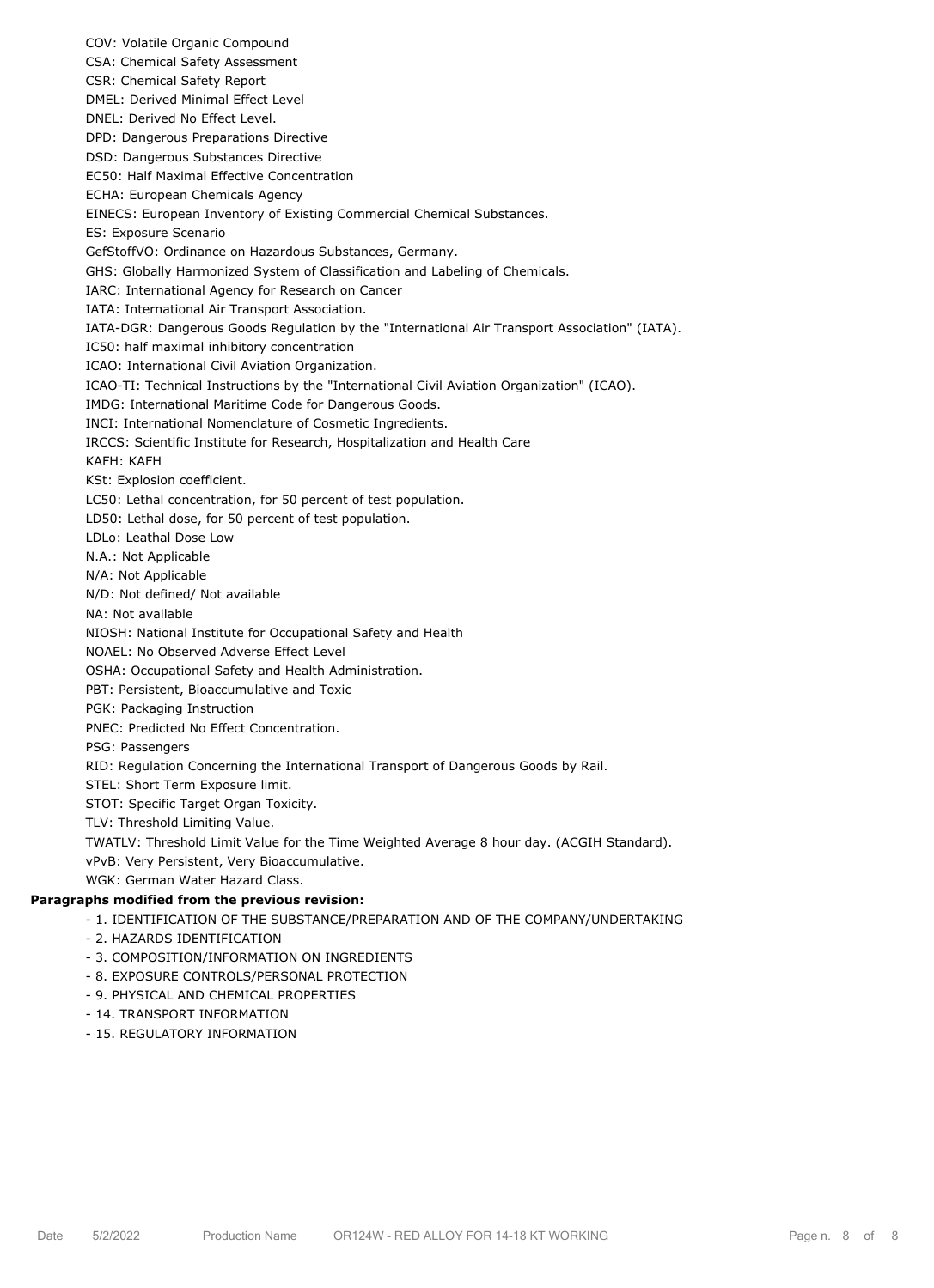COV: Volatile Organic Compound

CSA: Chemical Safety Assessment

CSR: Chemical Safety Report

DMEL: Derived Minimal Effect Level

DNEL: Derived No Effect Level.

DPD: Dangerous Preparations Directive

DSD: Dangerous Substances Directive

EC50: Half Maximal Effective Concentration

ECHA: European Chemicals Agency

EINECS: European Inventory of Existing Commercial Chemical Substances.

ES: Exposure Scenario

GefStoffVO: Ordinance on Hazardous Substances, Germany.

GHS: Globally Harmonized System of Classification and Labeling of Chemicals.

IARC: International Agency for Research on Cancer

IATA: International Air Transport Association.

IATA-DGR: Dangerous Goods Regulation by the "International Air Transport Association" (IATA).

IC50: half maximal inhibitory concentration

ICAO: International Civil Aviation Organization.

ICAO-TI: Technical Instructions by the "International Civil Aviation Organization" (ICAO).

IMDG: International Maritime Code for Dangerous Goods.

INCI: International Nomenclature of Cosmetic Ingredients.

IRCCS: Scientific Institute for Research, Hospitalization and Health Care

KAFH: KAFH

KSt: Explosion coefficient.

LC50: Lethal concentration, for 50 percent of test population.

LD50: Lethal dose, for 50 percent of test population.

LDLo: Leathal Dose Low

N.A.: Not Applicable

N/A: Not Applicable

N/D: Not defined/ Not available

NA: Not available

NIOSH: National Institute for Occupational Safety and Health

NOAEL: No Observed Adverse Effect Level

OSHA: Occupational Safety and Health Administration.

PBT: Persistent, Bioaccumulative and Toxic

PGK: Packaging Instruction

PNEC: Predicted No Effect Concentration.

PSG: Passengers

RID: Regulation Concerning the International Transport of Dangerous Goods by Rail.

STEL: Short Term Exposure limit.

STOT: Specific Target Organ Toxicity.

TLV: Threshold Limiting Value.

TWATLV: Threshold Limit Value for the Time Weighted Average 8 hour day. (ACGIH Standard).

vPvB: Very Persistent, Very Bioaccumulative.

WGK: German Water Hazard Class.

**Paragraphs modified from the previous revision:**

- 1. IDENTIFICATION OF THE SUBSTANCE/PREPARATION AND OF THE COMPANY/UNDERTAKING
- 2. HAZARDS IDENTIFICATION
- 3. COMPOSITION/INFORMATION ON INGREDIENTS
- 8. EXPOSURE CONTROLS/PERSONAL PROTECTION
- 9. PHYSICAL AND CHEMICAL PROPERTIES
- 14. TRANSPORT INFORMATION
- 15. REGULATORY INFORMATION